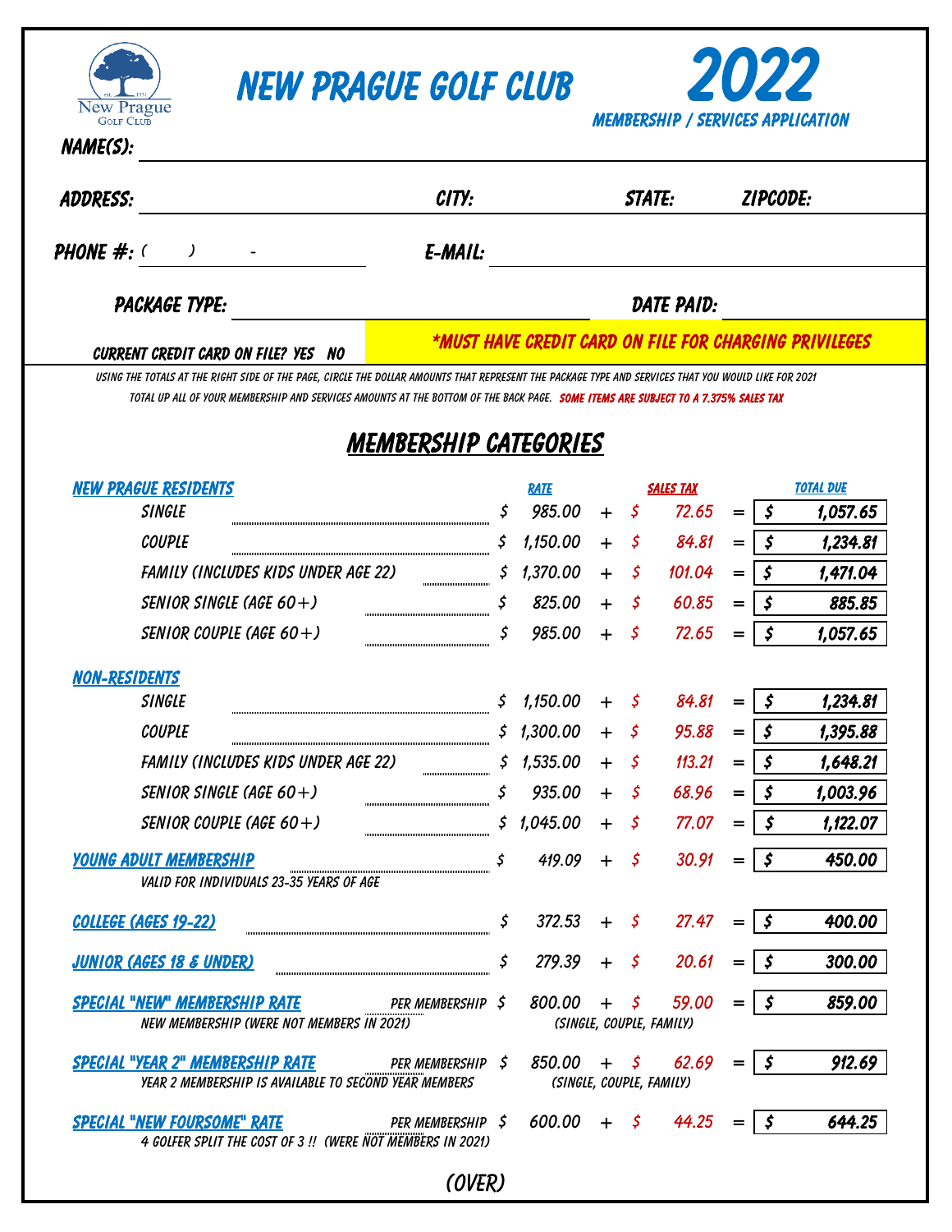# NEW PRAGUE GOLF CLUB

# 2022

### MEMBERSHIP / SERVICES APPLICATION

NAME(S): ____________________

ADDRESS: ____________________ CITY: __________ STATE: ______ ZIPCODE: ______

PHONE #: (    )    - ____________ E-MAIL: ____________________

PACKAGE TYPE: ____________________ DATE PAID: ____________

CURRENT CREDIT CARD ON FILE? YES NO

**\*MUST HAVE CREDIT CARD ON FILE FOR CHARGING PRIVILEGES**

USING THE TOTALS AT THE RIGHT SIDE OF THE PAGE, CIRCLE THE DOLLAR AMOUNTS THAT REPRESENT THE PACKAGE TYPE AND SERVICES THAT YOU WOULD LIKE FOR 2021
TOTAL UP ALL OF YOUR MEMBERSHIP AND SERVICES AMOUNTS AT THE BOTTOM OF THE BACK PAGE. **SOME ITEMS ARE SUBJECT TO A 7.375% SALES TAX**

## MEMBERSHIP CATEGORIES

| | RATE | | SALES TAX | | TOTAL DUE |
|---|---|---|---|---|---|
| **NEW PRAGUE RESIDENTS** | | | | | |
| SINGLE | $ 985.00 | + | $ 72.65 | = | $ 1,057.65 |
| COUPLE | $ 1,150.00 | + | $ 84.81 | = | $ 1,234.81 |
| FAMILY (INCLUDES KIDS UNDER AGE 22) | $ 1,370.00 | + | $ 101.04 | = | $ 1,471.04 |
| SENIOR SINGLE (AGE 60+) | $ 825.00 | + | $ 60.85 | = | $ 885.85 |
| SENIOR COUPLE (AGE 60+) | $ 985.00 | + | $ 72.65 | = | $ 1,057.65 |
| **NON-RESIDENTS** | | | | | |
| SINGLE | $ 1,150.00 | + | $ 84.81 | = | $ 1,234.81 |
| COUPLE | $ 1,300.00 | + | $ 95.88 | = | $ 1,395.88 |
| FAMILY (INCLUDES KIDS UNDER AGE 22) | $ 1,535.00 | + | $ 113.21 | = | $ 1,648.21 |
| SENIOR SINGLE (AGE 60+) | $ 935.00 | + | $ 68.96 | = | $ 1,003.96 |
| SENIOR COUPLE (AGE 60+) | $ 1,045.00 | + | $ 77.07 | = | $ 1,122.07 |
| **YOUNG ADULT MEMBERSHIP**<br>VALID FOR INDIVIDUALS 23-35 YEARS OF AGE | $ 419.09 | + | $ 30.91 | = | $ 450.00 |
| **COLLEGE (AGES 19-22)** | $ 372.53 | + | $ 27.47 | = | $ 400.00 |
| **JUNIOR (AGES 18 & UNDER)** | $ 279.39 | + | $ 20.61 | = | $ 300.00 |
| **SPECIAL "NEW" MEMBERSHIP RATE** PER MEMBERSHIP<br>NEW MEMBERSHIP (WERE NOT MEMBERS IN 2021) | $ 800.00<br>(SINGLE, COUPLE, FAMILY) | + | $ 59.00 | = | $ 859.00 |
| **SPECIAL "YEAR 2" MEMBERSHIP RATE** PER MEMBERSHIP<br>YEAR 2 MEMBERSHIP IS AVAILABLE TO SECOND YEAR MEMBERS | $ 850.00<br>(SINGLE, COUPLE, FAMILY) | + | $ 62.69 | = | $ 912.69 |
| **SPECIAL "NEW FOURSOME" RATE** PER MEMBERSHIP<br>4 GOLFER SPLIT THE COST OF 3 !! (WERE NOT MEMBERS IN 2021) | $ 600.00 | + | $ 44.25 | = | $ 644.25 |

(OVER)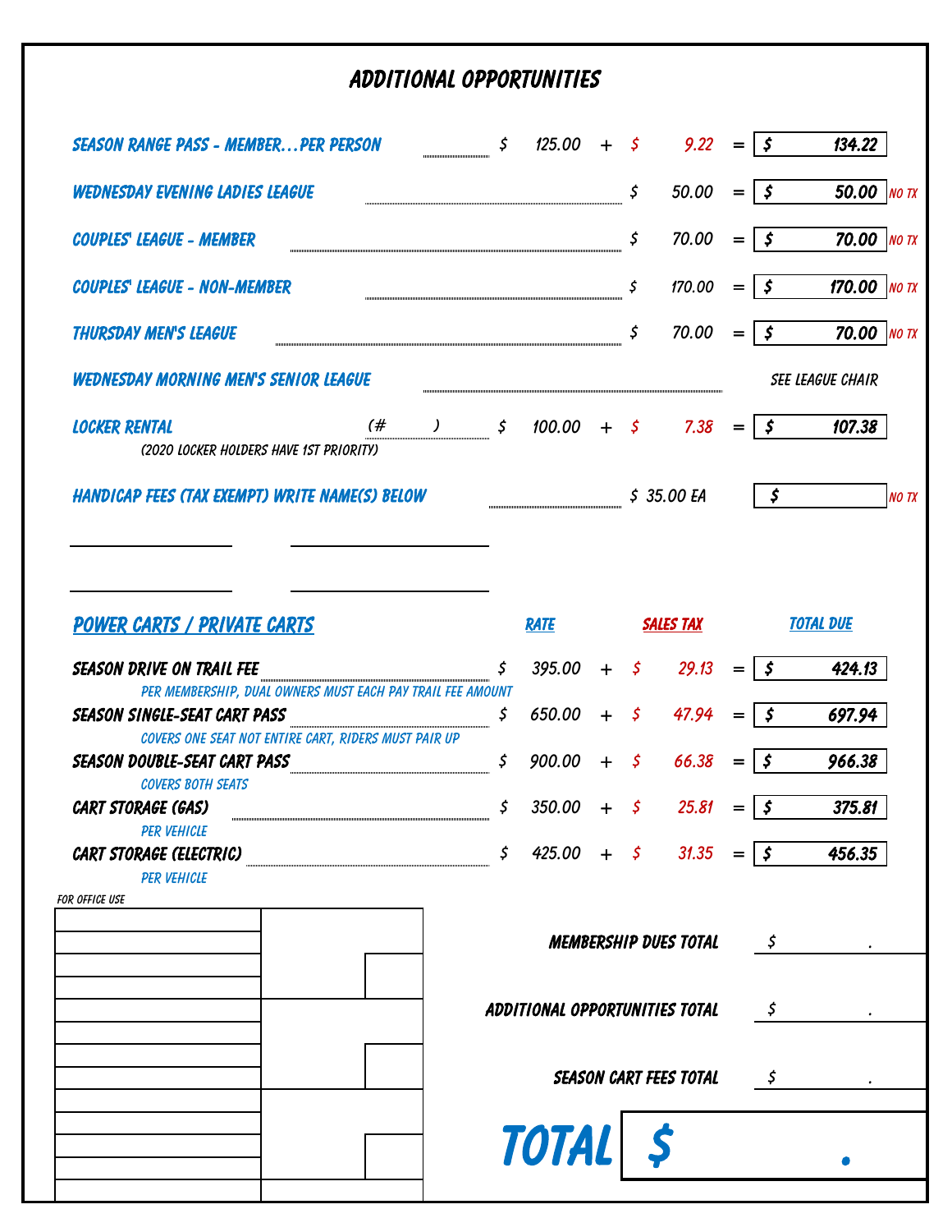# ADDITIONAL OPPORTUNITIES

| | | | | | |
|---|---|---|---|---|---|
| SEASON RANGE PASS - MEMBER…PER PERSON | $ 125.00 | + $ 9.22 | = | $ 134.22 | |
| WEDNESDAY EVENING LADIES LEAGUE | $ 50.00 | | = | $ 50.00 | NO TX |
| COUPLES' LEAGUE - MEMBER | $ 70.00 | | = | $ 70.00 | NO TX |
| COUPLES' LEAGUE - NON-MEMBER | $ 170.00 | | = | $ 170.00 | NO TX |
| THURSDAY MEN'S LEAGUE | $ 70.00 | | = | $ 70.00 | NO TX |
| WEDNESDAY MORNING MEN'S SENIOR LEAGUE | | | | SEE LEAGUE CHAIR | |
| LOCKER RENTAL (# ) (2020 LOCKER HOLDERS HAVE 1ST PRIORITY) | $ 100.00 | + $ 7.38 | = | $ 107.38 | |
| HANDICAP FEES (TAX EXEMPT) WRITE NAME(S) BELOW | $ 35.00 EA | | | $ | NO TX |

______________________ ______________________

______________________ ______________________

## POWER CARTS / PRIVATE CARTS

| | RATE | SALES TAX | | TOTAL DUE |
|---|---|---|---|---|
| SEASON DRIVE ON TRAIL FEE<br>PER MEMBERSHIP, DUAL OWNERS MUST EACH PAY TRAIL FEE AMOUNT | $ 395.00 | + $ 29.13 | = | $ 424.13 |
| SEASON SINGLE-SEAT CART PASS<br>COVERS ONE SEAT NOT ENTIRE CART, RIDERS MUST PAIR UP | $ 650.00 | + $ 47.94 | = | $ 697.94 |
| SEASON DOUBLE-SEAT CART PASS<br>COVERS BOTH SEATS | $ 900.00 | + $ 66.38 | = | $ 966.38 |
| CART STORAGE (GAS)<br>PER VEHICLE | $ 350.00 | + $ 25.81 | = | $ 375.81 |
| CART STORAGE (ELECTRIC)<br>PER VEHICLE | $ 425.00 | + $ 31.35 | = | $ 456.35 |

FOR OFFICE USE

| | | |
|---|---|---|
| | | |
| | | |
| | | |
| | | |
| | | |
| | | |
| | | |
| | | |
| | | |
| | | |
| | | |
| | | |

MEMBERSHIP DUES TOTAL $ .

ADDITIONAL OPPORTUNITIES TOTAL $ .

SEASON CART FEES TOTAL $ .

**TOTAL $ .**